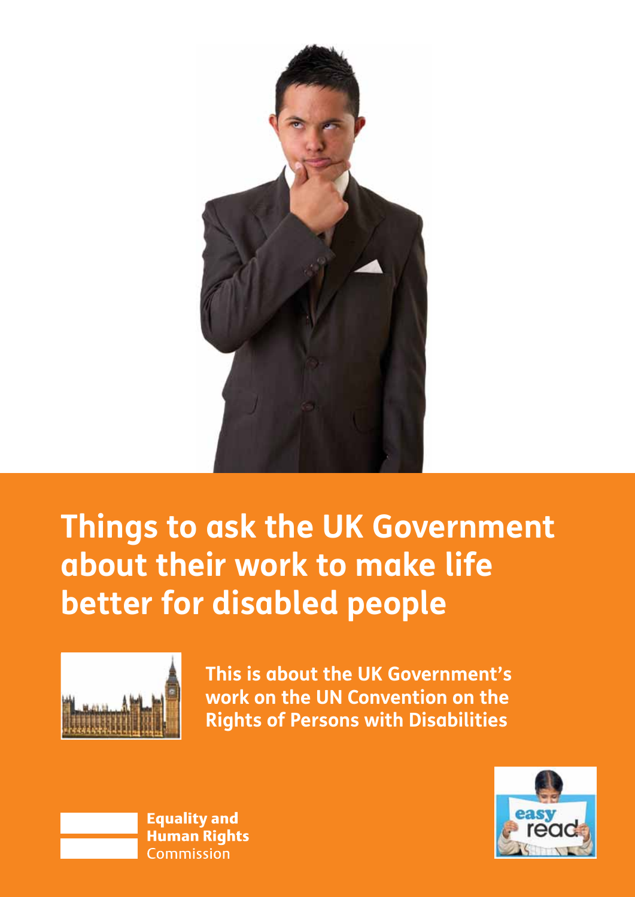# Things to ask the UK Government about their work to make life better for disabled people

**This is about the UK Government's work on the UN Convention on the Rights of Persons with Disabilities**

Equality and Human Rights Commission

easy read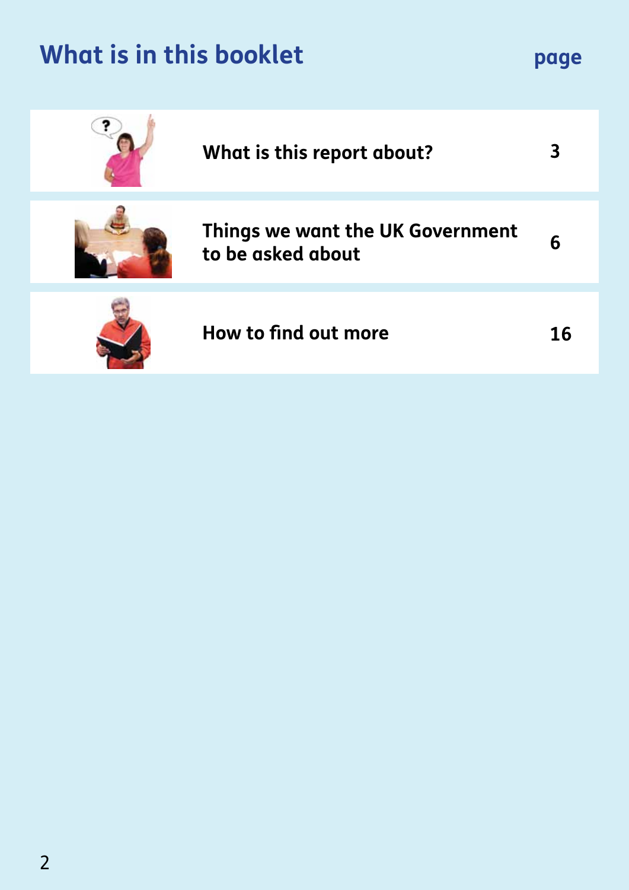## What is in this booklet

| | page |
|---|---|
| What is this report about? | 3 |
| Things we want the UK Government to be asked about | 6 |
| How to find out more | 16 |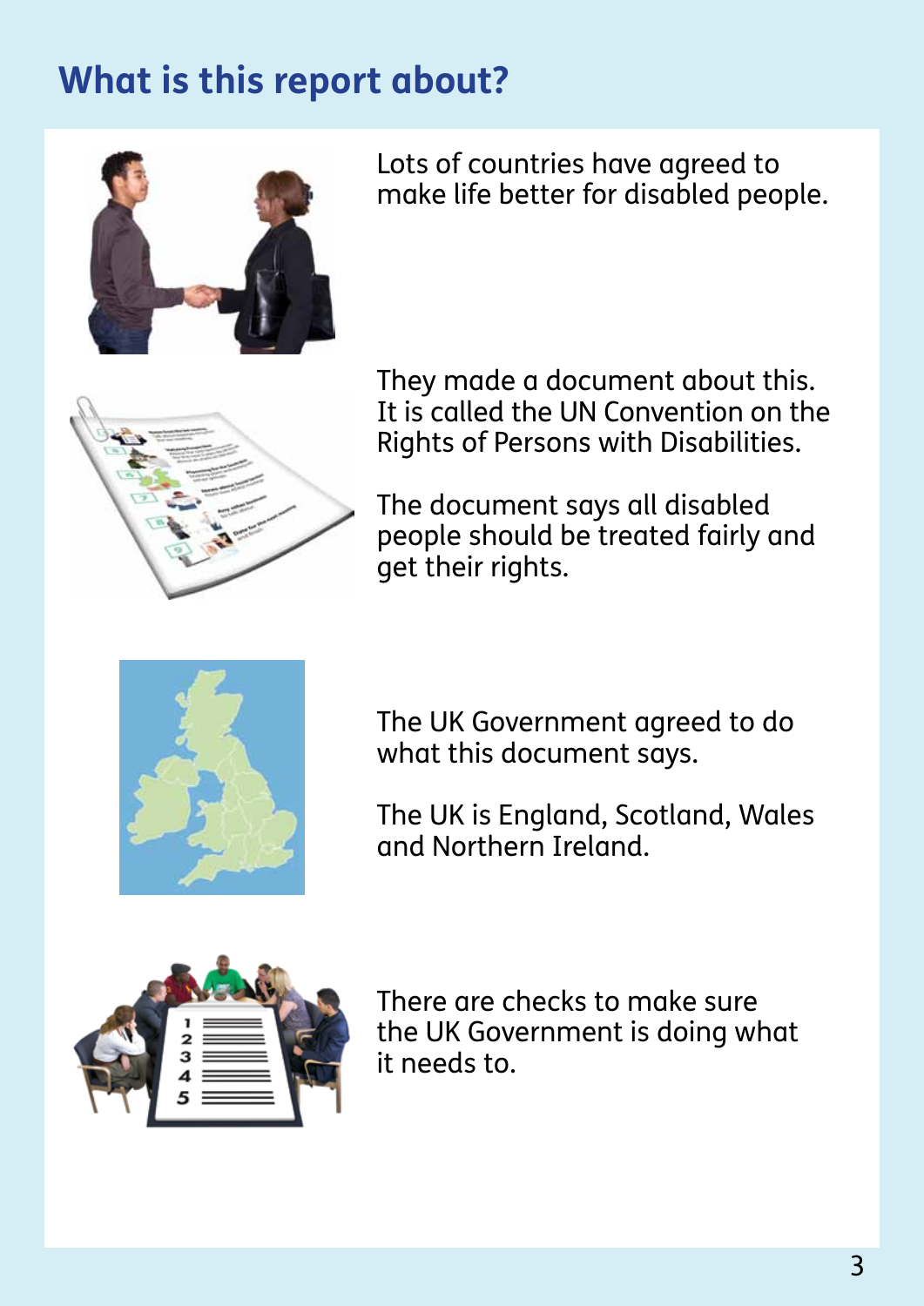## What is this report about?

Lots of countries have agreed to make life better for disabled people.

They made a document about this. It is called the UN Convention on the Rights of Persons with Disabilities.

The document says all disabled people should be treated fairly and get their rights.

The UK Government agreed to do what this document says.

The UK is England, Scotland, Wales and Northern Ireland.

There are checks to make sure the UK Government is doing what it needs to.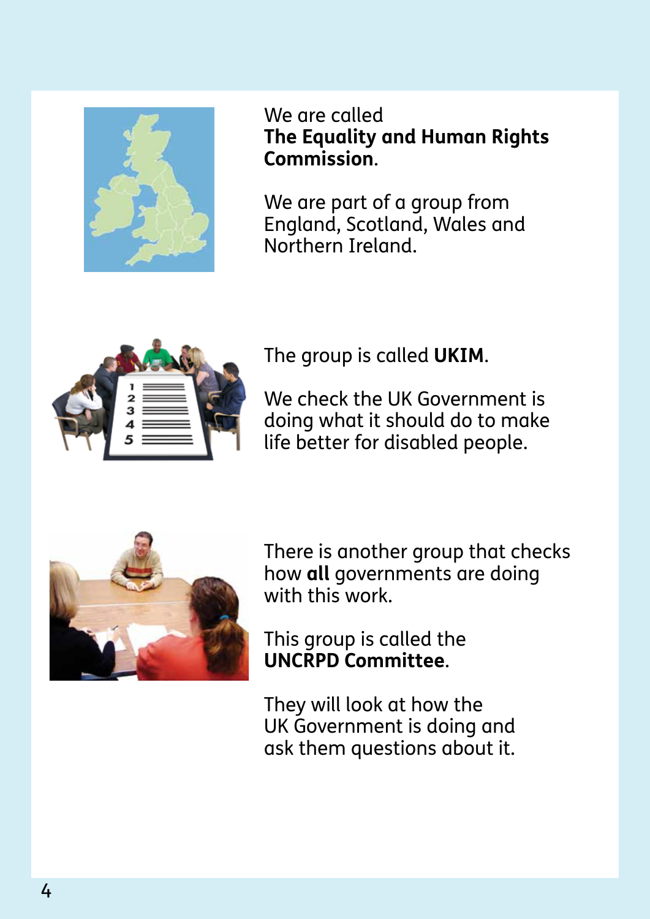We are called
**The Equality and Human Rights Commission**.

We are part of a group from England, Scotland, Wales and Northern Ireland.

The group is called **UKIM**.

We check the UK Government is doing what it should do to make life better for disabled people.

There is another group that checks how **all** governments are doing with this work.

This group is called the **UNCRPD Committee**.

They will look at how the UK Government is doing and ask them questions about it.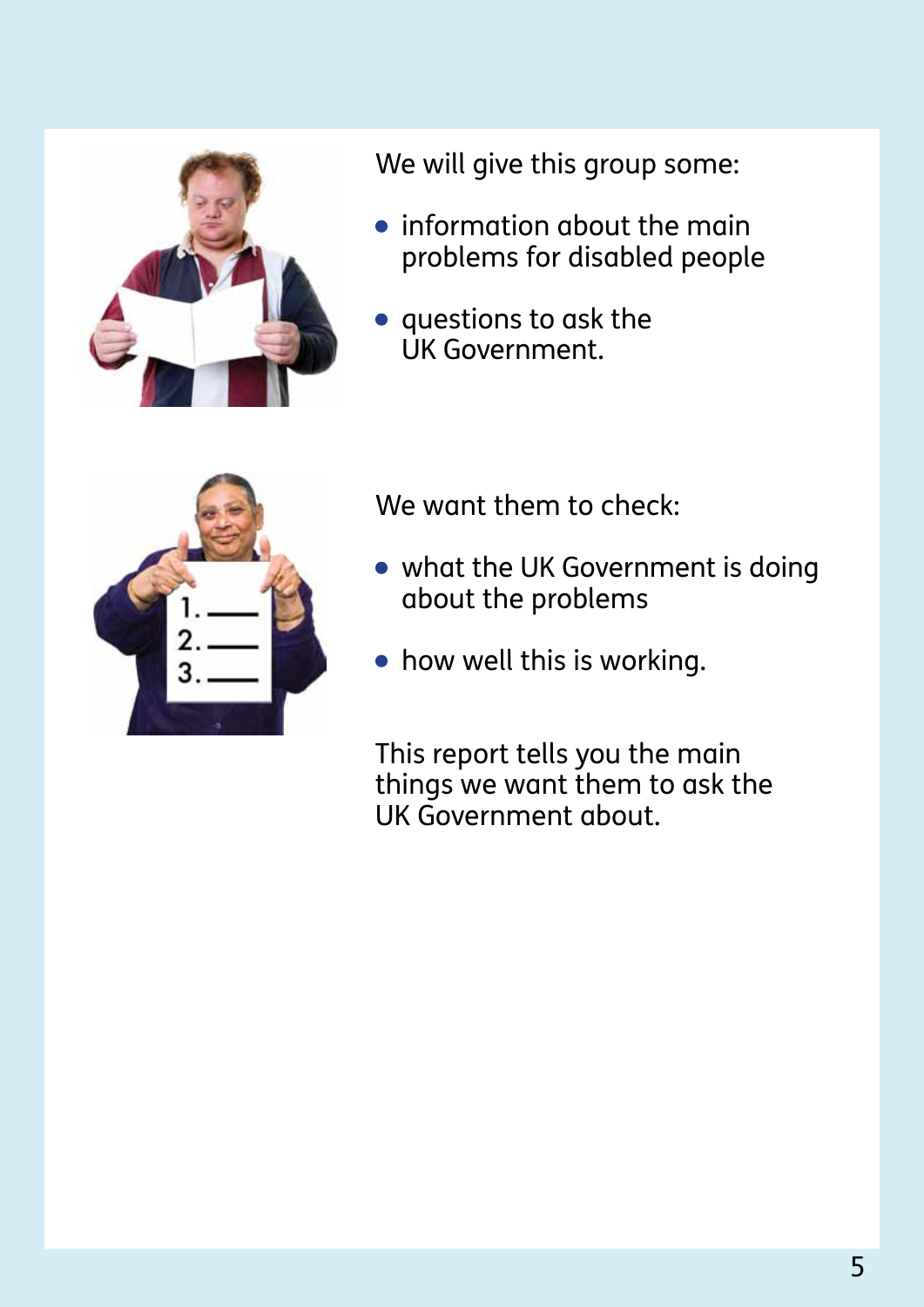We will give this group some:

- information about the main problems for disabled people
- questions to ask the UK Government.

We want them to check:

- what the UK Government is doing about the problems
- how well this is working.

This report tells you the main things we want them to ask the UK Government about.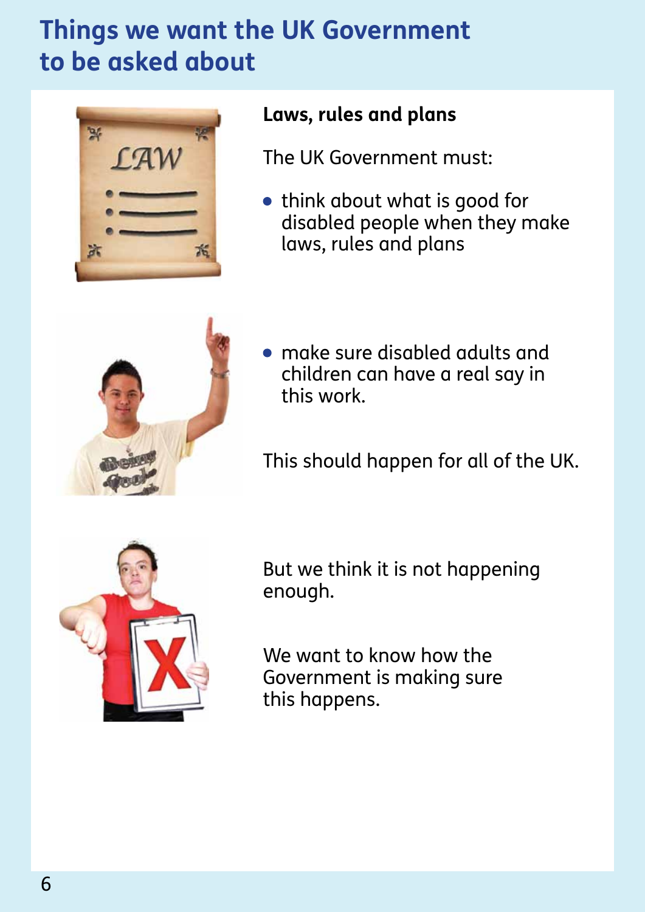# Things we want the UK Government to be asked about

**Laws, rules and plans**

The UK Government must:

- think about what is good for disabled people when they make laws, rules and plans
- make sure disabled adults and children can have a real say in this work.

This should happen for all of the UK.

But we think it is not happening enough.

We want to know how the Government is making sure this happens.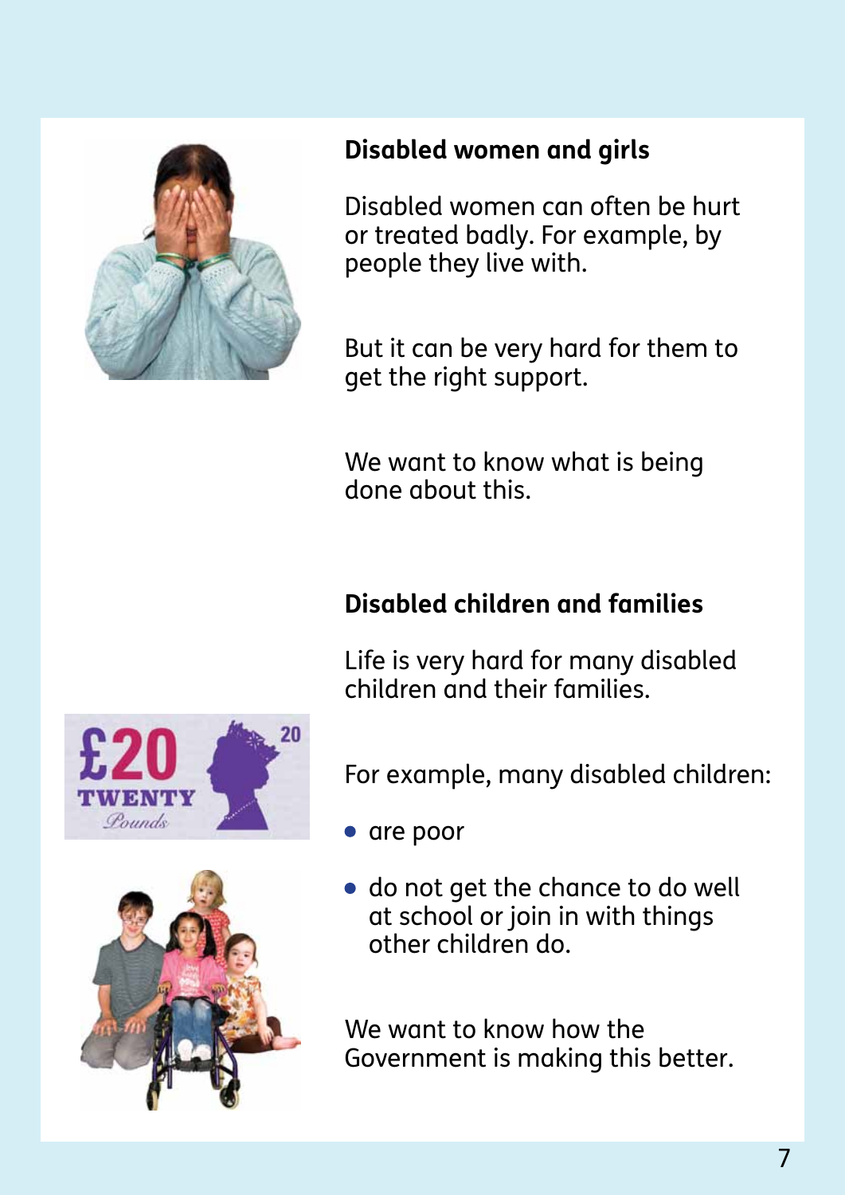## Disabled women and girls

Disabled women can often be hurt or treated badly. For example, by people they live with.

But it can be very hard for them to get the right support.

We want to know what is being done about this.

## Disabled children and families

Life is very hard for many disabled children and their families.

For example, many disabled children:

- are poor
- do not get the chance to do well at school or join in with things other children do.

We want to know how the Government is making this better.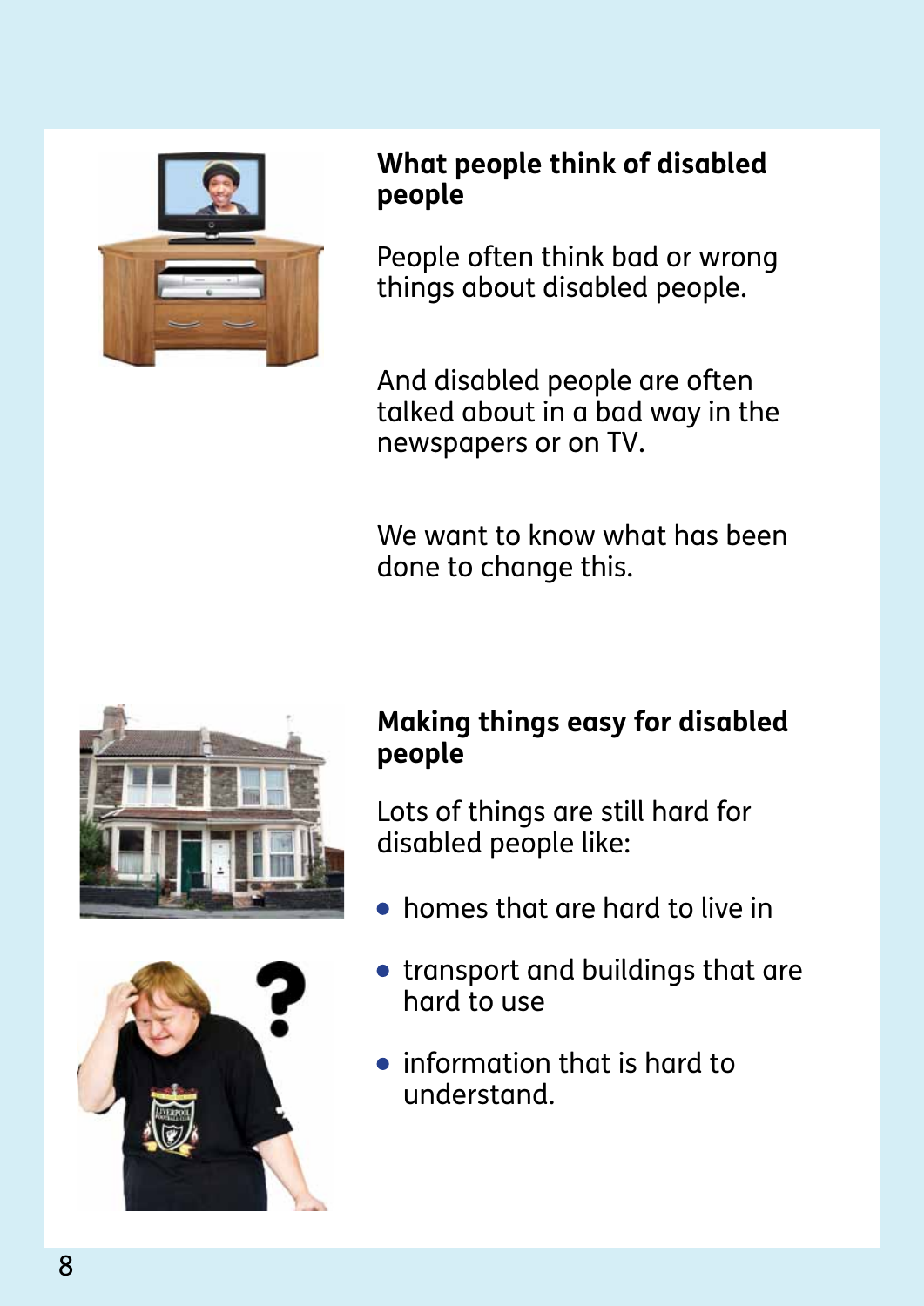## What people think of disabled people

People often think bad or wrong things about disabled people.

And disabled people are often talked about in a bad way in the newspapers or on TV.

We want to know what has been done to change this.

## Making things easy for disabled people

Lots of things are still hard for disabled people like:

- homes that are hard to live in
- transport and buildings that are hard to use
- information that is hard to understand.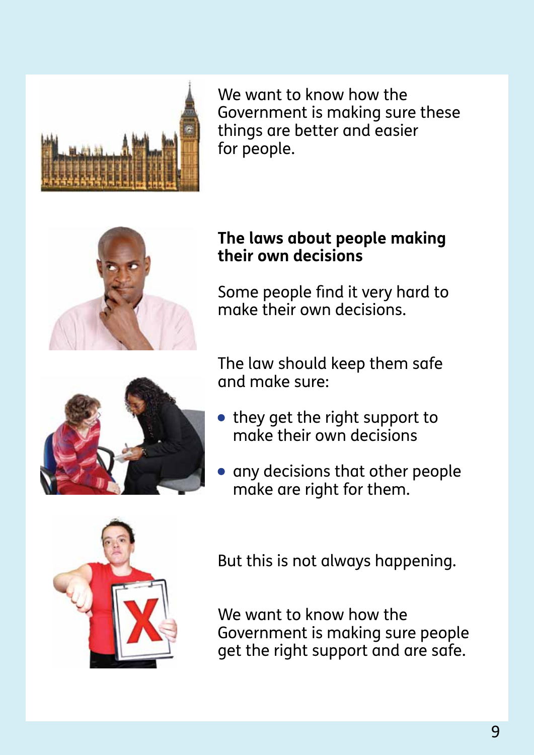We want to know how the Government is making sure these things are better and easier for people.

## The laws about people making their own decisions

Some people find it very hard to make their own decisions.

The law should keep them safe and make sure:

- they get the right support to make their own decisions
- any decisions that other people make are right for them.

But this is not always happening.

We want to know how the Government is making sure people get the right support and are safe.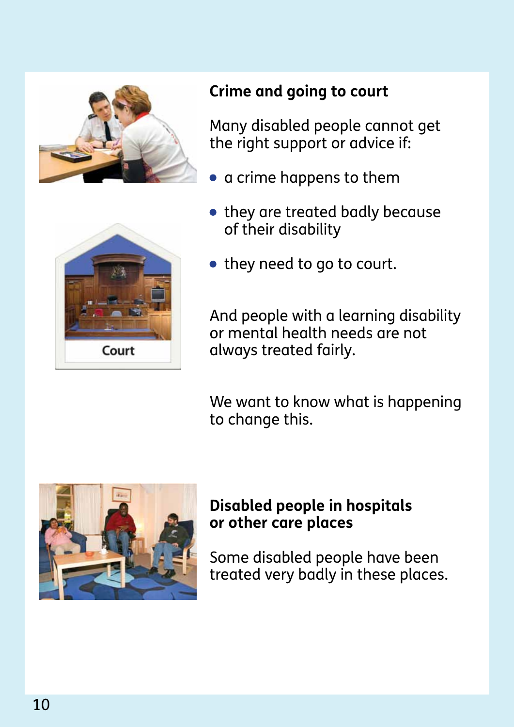## Crime and going to court

Many disabled people cannot get the right support or advice if:

- a crime happens to them
- they are treated badly because of their disability
- they need to go to court.

And people with a learning disability or mental health needs are not always treated fairly.

We want to know what is happening to change this.

## Disabled people in hospitals or other care places

Some disabled people have been treated very badly in these places.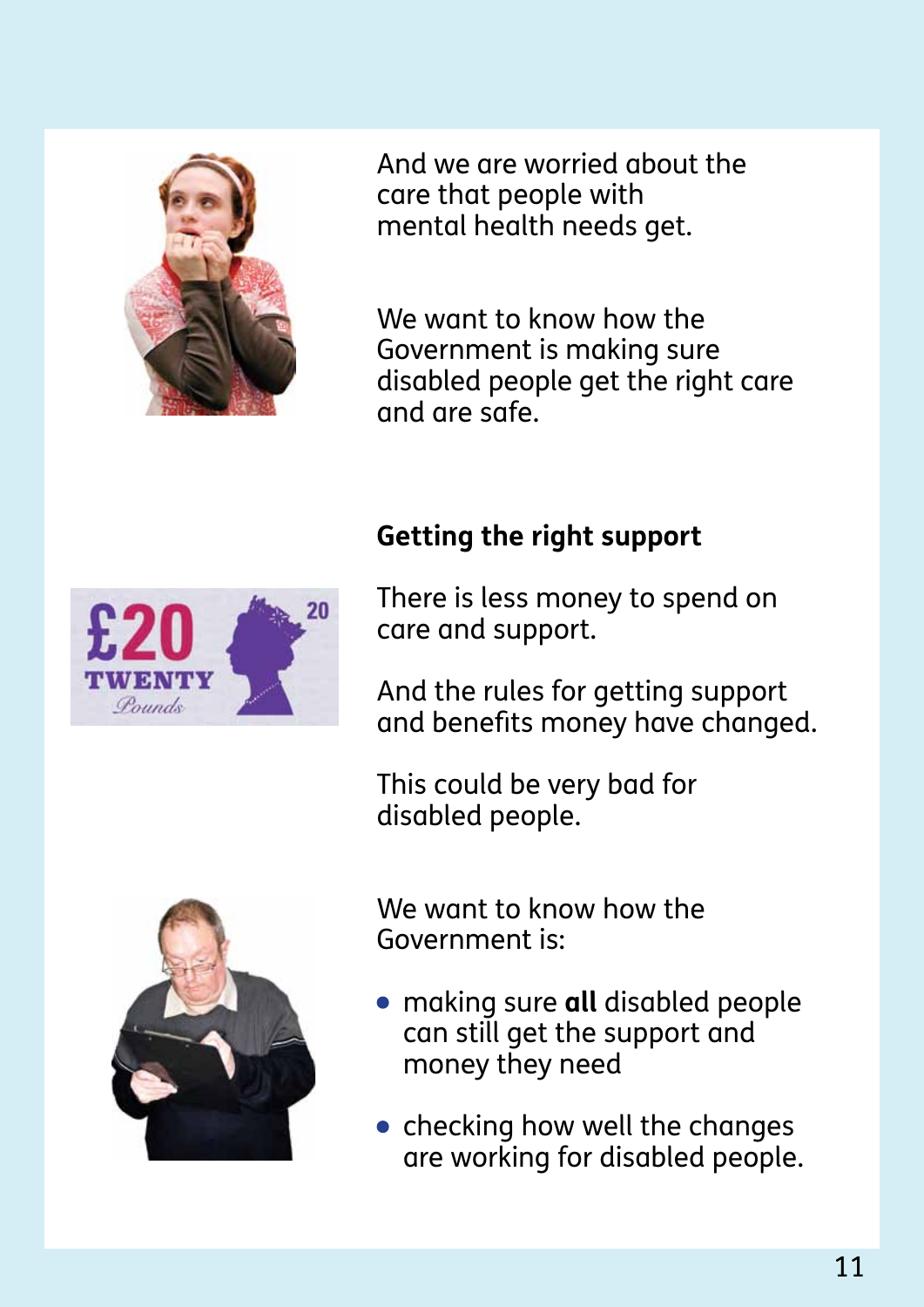And we are worried about the care that people with mental health needs get.

We want to know how the Government is making sure disabled people get the right care and are safe.

**Getting the right support**

There is less money to spend on care and support.

And the rules for getting support and benefits money have changed.

This could be very bad for disabled people.

We want to know how the Government is:

- making sure **all** disabled people can still get the support and money they need
- checking how well the changes are working for disabled people.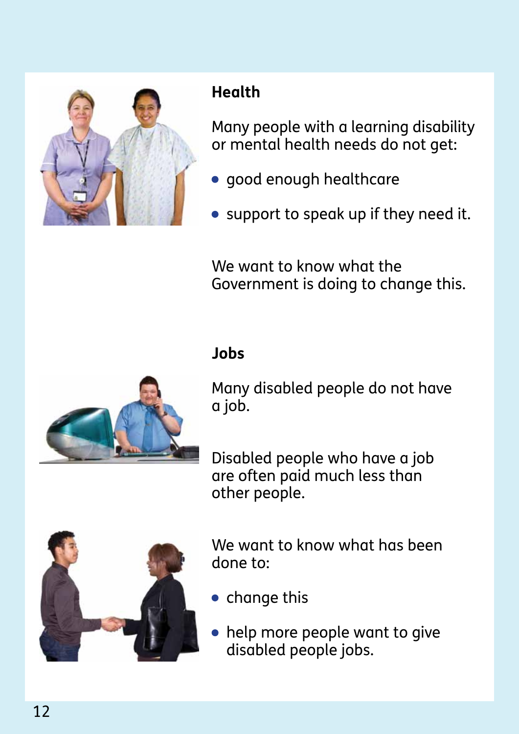## Health

Many people with a learning disability or mental health needs do not get:

- good enough healthcare
- support to speak up if they need it.

We want to know what the Government is doing to change this.

## Jobs

Many disabled people do not have a job.

Disabled people who have a job are often paid much less than other people.

We want to know what has been done to:

- change this
- help more people want to give disabled people jobs.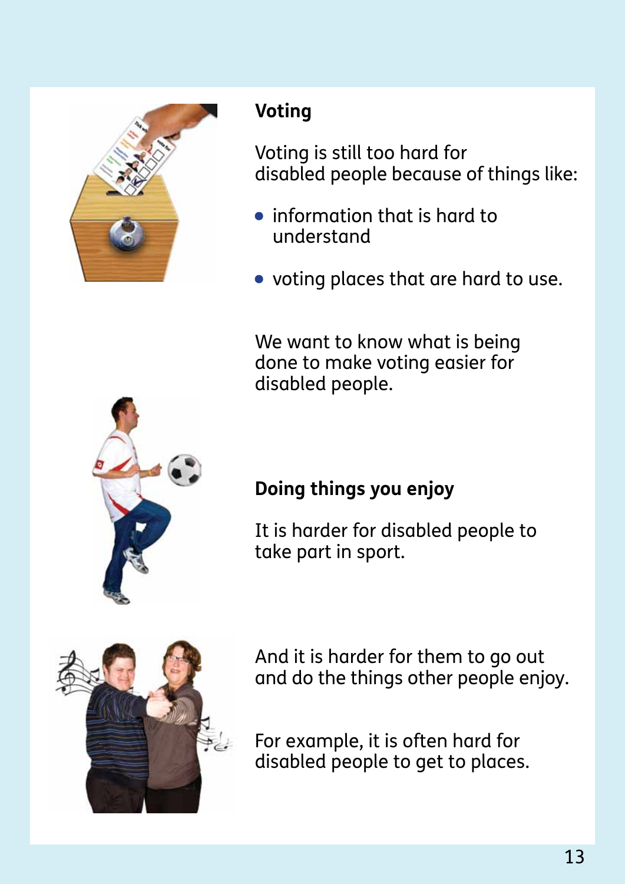## Voting

Voting is still too hard for disabled people because of things like:

- information that is hard to understand
- voting places that are hard to use.

We want to know what is being done to make voting easier for disabled people.

## Doing things you enjoy

It is harder for disabled people to take part in sport.

And it is harder for them to go out and do the things other people enjoy.

For example, it is often hard for disabled people to get to places.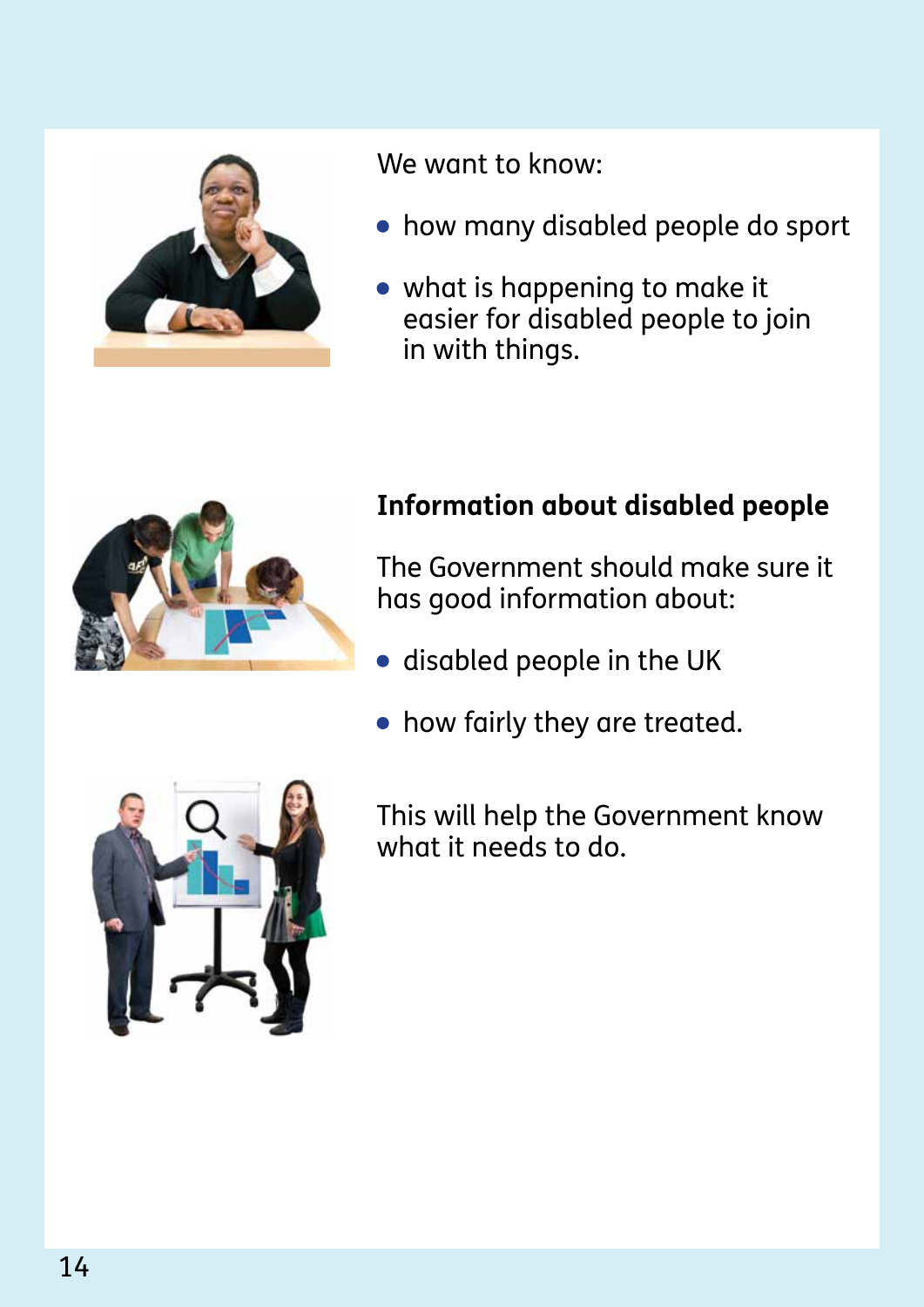We want to know:

- how many disabled people do sport
- what is happening to make it easier for disabled people to join in with things.

**Information about disabled people**

The Government should make sure it has good information about:

- disabled people in the UK
- how fairly they are treated.

This will help the Government know what it needs to do.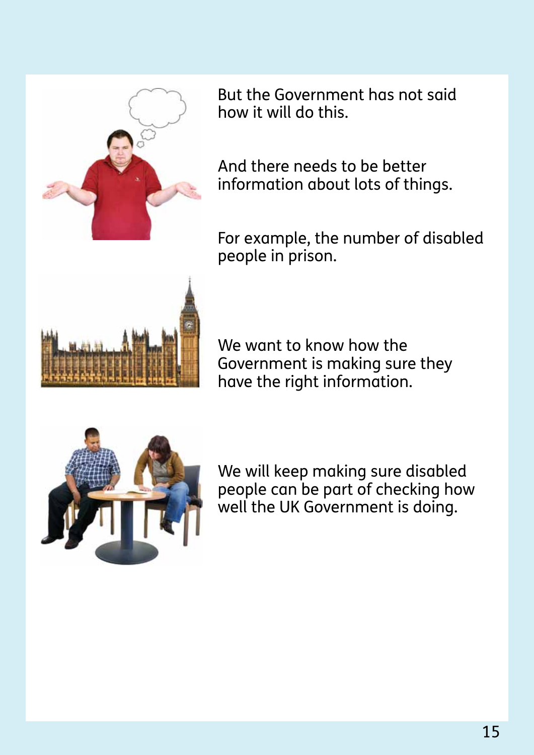But the Government has not said how it will do this.

And there needs to be better information about lots of things.

For example, the number of disabled people in prison.

We want to know how the Government is making sure they have the right information.

We will keep making sure disabled people can be part of checking how well the UK Government is doing.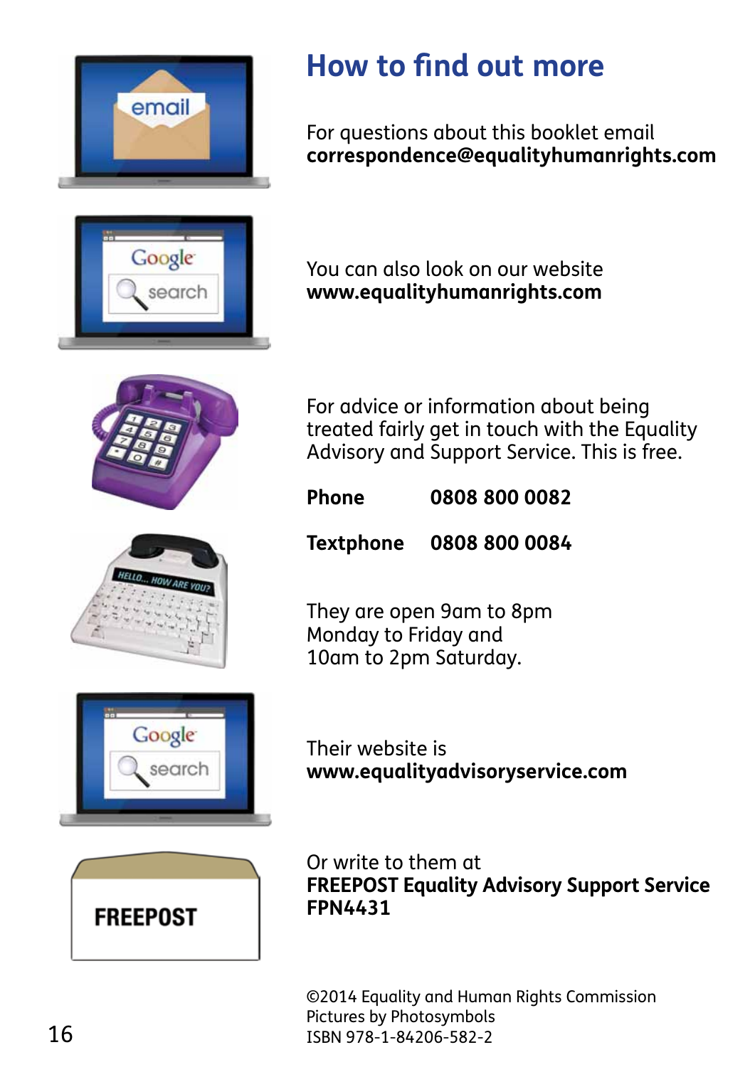# How to find out more

For questions about this booklet email
**correspondence@equalityhumanrights.com**

You can also look on our website
**www.equalityhumanrights.com**

For advice or information about being treated fairly get in touch with the Equality Advisory and Support Service. This is free.

**Phone** **0808 800 0082**

**Textphone** **0808 800 0084**

They are open 9am to 8pm
Monday to Friday and
10am to 2pm Saturday.

Their website is
**www.equalityadvisoryservice.com**

Or write to them at
**FREEPOST Equality Advisory Support Service FPN4431**

©2014 Equality and Human Rights Commission
Pictures by Photosymbols
ISBN 978-1-84206-582-2